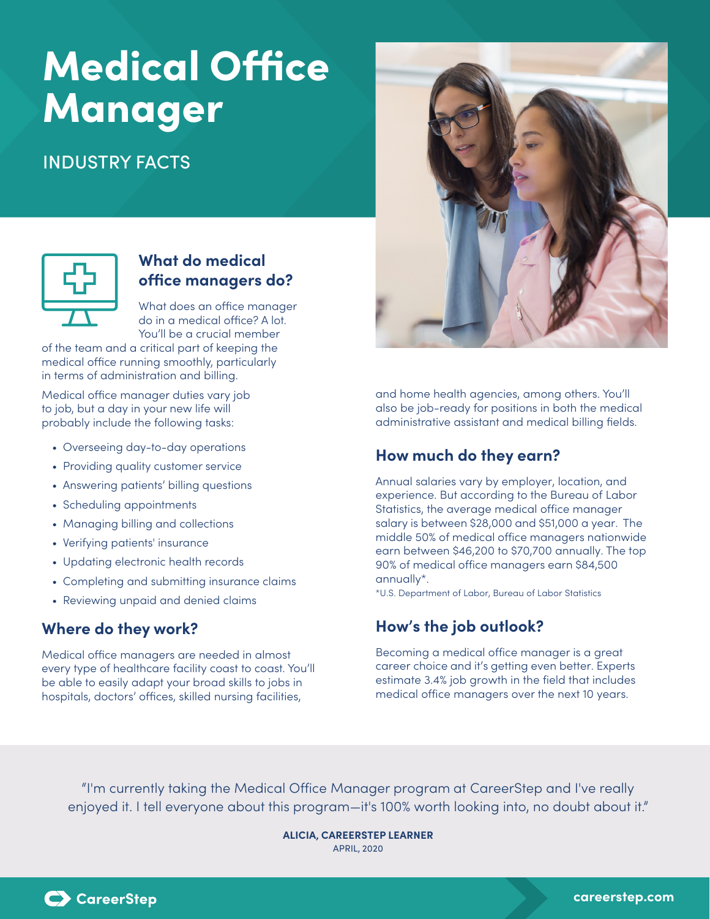# Medical Office Manager

INDUSTRY FACTS

## What do medical office managers do?

What does an office manager do in a medical office? A lot. You'll be a crucial member of the team and a critical part of keeping the medical office running smoothly, particularly in terms of administration and billing.

Medical office manager duties vary job to job, but a day in your new life will probably include the following tasks:

- Overseeing day-to-day operations
- Providing quality customer service
- Answering patients' billing questions
- Scheduling appointments
- Managing billing and collections
- Verifying patients' insurance
- Updating electronic health records
- Completing and submitting insurance claims
- Reviewing unpaid and denied claims

## Where do they work?

Medical office managers are needed in almost every type of healthcare facility coast to coast. You'll be able to easily adapt your broad skills to jobs in hospitals, doctors' offices, skilled nursing facilities, and home health agencies, among others. You'll also be job-ready for positions in both the medical administrative assistant and medical billing fields.

## How much do they earn?

Annual salaries vary by employer, location, and experience. But according to the Bureau of Labor Statistics, the average medical office manager salary is between $28,000 and $51,000 a year. The middle 50% of medical office managers nationwide earn between $46,200 to $70,700 annually. The top 90% of medical office managers earn $84,500 annually*.

*U.S. Department of Labor, Bureau of Labor Statistics

## How's the job outlook?

Becoming a medical office manager is a great career choice and it's getting even better. Experts estimate 3.4% job growth in the field that includes medical office managers over the next 10 years.

"I'm currently taking the Medical Office Manager program at CareerStep and I've really enjoyed it. I tell everyone about this program—it's 100% worth looking into, no doubt about it."

**ALICIA, CAREERSTEP LEARNER**
APRIL, 2020

CareerStep

careerstep.com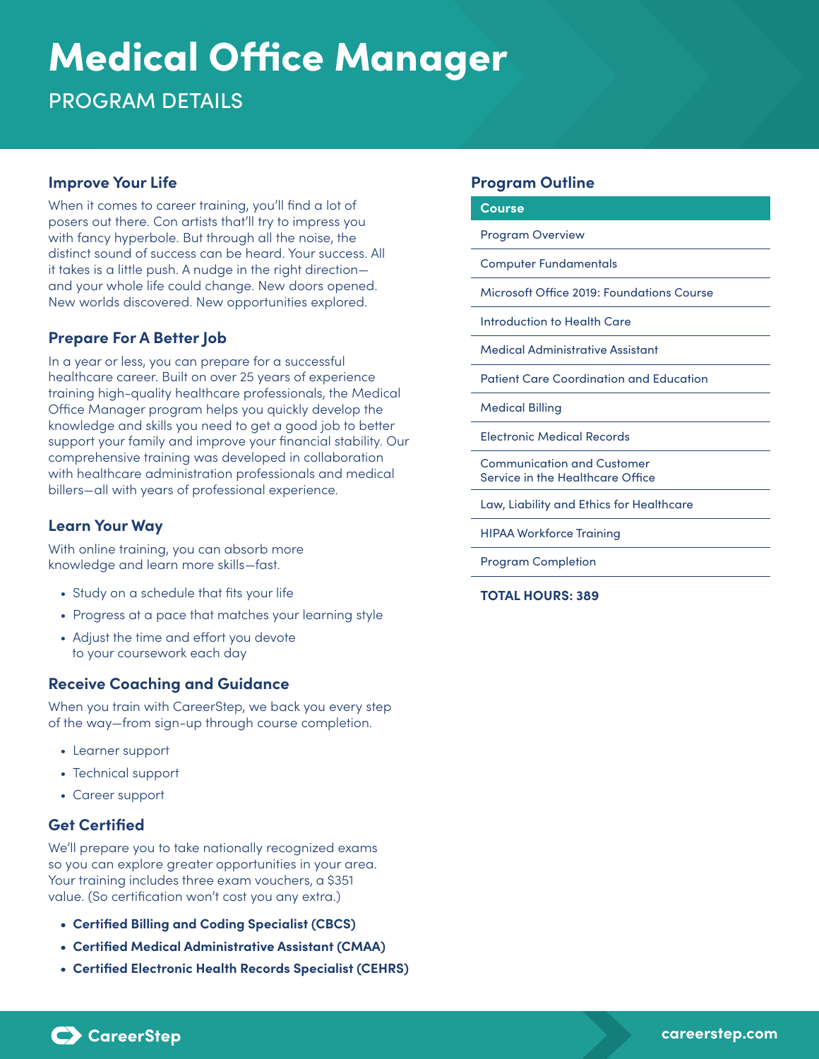# Medical Office Manager

PROGRAM DETAILS

## Improve Your Life

When it comes to career training, you'll find a lot of posers out there. Con artists that'll try to impress you with fancy hyperbole. But through all the noise, the distinct sound of success can be heard. Your success. All it takes is a little push. A nudge in the right direction—and your whole life could change. New doors opened. New worlds discovered. New opportunities explored.

## Prepare For A Better Job

In a year or less, you can prepare for a successful healthcare career. Built on over 25 years of experience training high-quality healthcare professionals, the Medical Office Manager program helps you quickly develop the knowledge and skills you need to get a good job to better support your family and improve your financial stability. Our comprehensive training was developed in collaboration with healthcare administration professionals and medical billers—all with years of professional experience.

## Learn Your Way

With online training, you can absorb more knowledge and learn more skills—fast.

- Study on a schedule that fits your life
- Progress at a pace that matches your learning style
- Adjust the time and effort you devote to your coursework each day

## Receive Coaching and Guidance

When you train with CareerStep, we back you every step of the way—from sign-up through course completion.

- Learner support
- Technical support
- Career support

## Get Certified

We'll prepare you to take nationally recognized exams so you can explore greater opportunities in your area. Your training includes three exam vouchers, a $351 value. (So certification won't cost you any extra.)

- **Certified Billing and Coding Specialist (CBCS)**
- **Certified Medical Administrative Assistant (CMAA)**
- **Certified Electronic Health Records Specialist (CEHRS)**

## Program Outline

| Course |
| --- |
| Program Overview |
| Computer Fundamentals |
| Microsoft Office 2019: Foundations Course |
| Introduction to Health Care |
| Medical Administrative Assistant |
| Patient Care Coordination and Education |
| Medical Billing |
| Electronic Medical Records |
| Communication and Customer Service in the Healthcare Office |
| Law, Liability and Ethics for Healthcare |
| HIPAA Workforce Training |
| Program Completion |

**TOTAL HOURS: 389**

CareerStep

careerstep.com